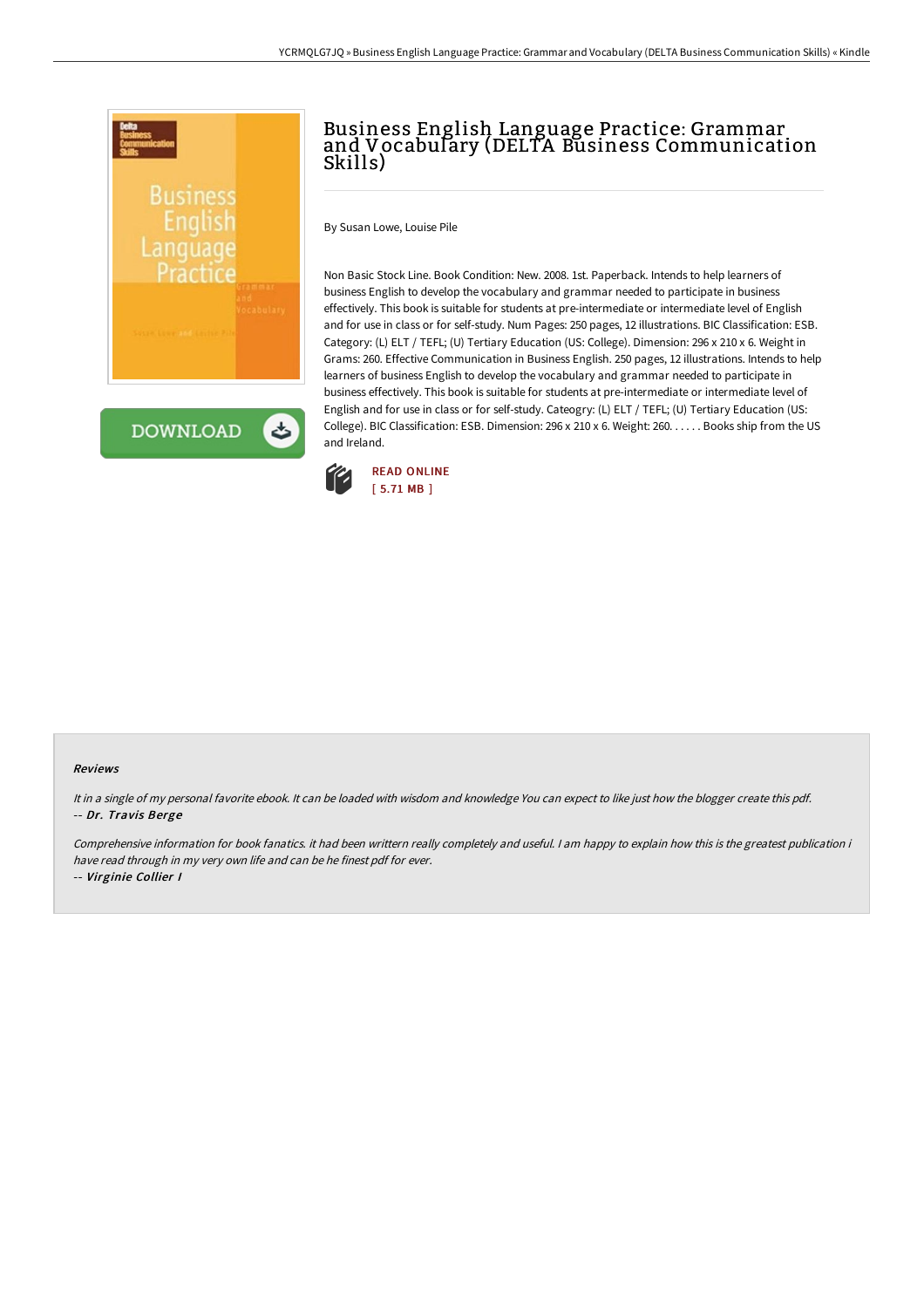# Business English Language Practice: Grammar and Vocabulary (DELTA Business Communication Skills)

By Susan Lowe, Louise Pile

Non Basic Stock Line. Book Condition: New. 2008. 1st. Paperback. Intends to help learners of business English to develop the vocabulary and grammar needed to participate in business effectively. This book is suitable for students at pre-intermediate or intermediate level of English and for use in class or for self-study. Num Pages: 250 pages, 12 illustrations. BIC Classification: ESB. Category: (L) ELT / TEFL; (U) Tertiary Education (US: College). Dimension: 296 x 210 x 6. Weight in Grams: 260. Effective Communication in Business English. 250 pages, 12 illustrations. Intends to help learners of business English to develop the vocabulary and grammar needed to participate in business effectively. This book is suitable for students at pre-intermediate or intermediate level of English and for use in class or for self-study. Cateogry: (L) ELT / TEFL; (U) Tertiary Education (US: College). BIC Classification: ESB. Dimension: 296 x 210 x 6. Weight: 260. . . . . . Books ship from the US and Ireland.

READ ONLINE
[ 5.71 MB ]

### Reviews

*It in a single of my personal favorite ebook. It can be loaded with wisdom and knowledge You can expect to like just how the blogger create this pdf.*
*-- Dr. Travis Berge*

*Comprehensive information for book fanatics. it had been writtern really completely and useful. I am happy to explain how this is the greatest publication i have read through in my very own life and can be he finest pdf for ever.*
*-- Virginie Collier I*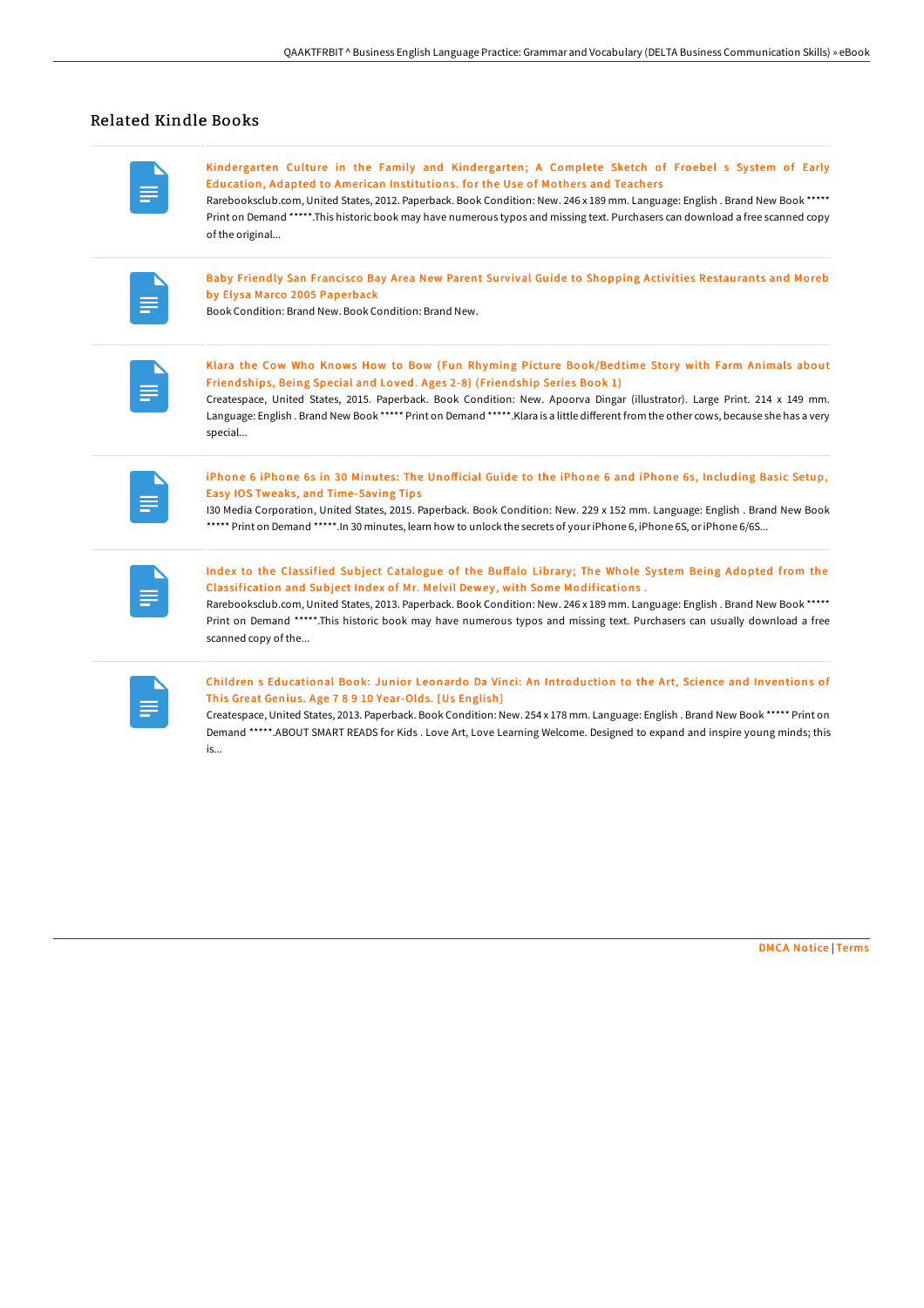## Related Kindle Books

**Kindergarten Culture in the Family and Kindergarten; A Complete Sketch of Froebel s System of Early Education, Adapted to American Institutions. for the Use of Mothers and Teachers**

Rarebooksclub.com, United States, 2012. Paperback. Book Condition: New. 246 x 189 mm. Language: English . Brand New Book ***** Print on Demand *****.This historic book may have numerous typos and missing text. Purchasers can download a free scanned copy of the original...

**Baby Friendly San Francisco Bay Area New Parent Survival Guide to Shopping Activities Restaurants and Moreb by Elysa Marco 2005 Paperback**

Book Condition: Brand New. Book Condition: Brand New.

**Klara the Cow Who Knows How to Bow (Fun Rhyming Picture Book/Bedtime Story with Farm Animals about Friendships, Being Special and Loved. Ages 2-8) (Friendship Series Book 1)**

Createspace, United States, 2015. Paperback. Book Condition: New. Apoorva Dingar (illustrator). Large Print. 214 x 149 mm. Language: English . Brand New Book ***** Print on Demand *****.Klara is a little different from the other cows, because she has a very special...

**iPhone 6 iPhone 6s in 30 Minutes: The Unofficial Guide to the iPhone 6 and iPhone 6s, Including Basic Setup, Easy IOS Tweaks, and Time-Saving Tips**

I30 Media Corporation, United States, 2015. Paperback. Book Condition: New. 229 x 152 mm. Language: English . Brand New Book ***** Print on Demand *****.In 30 minutes, learn how to unlock the secrets of your iPhone 6, iPhone 6S, or iPhone 6/6S...

**Index to the Classified Subject Catalogue of the Buffalo Library; The Whole System Being Adopted from the Classification and Subject Index of Mr. Melvil Dewey, with Some Modifications .**

Rarebooksclub.com, United States, 2013. Paperback. Book Condition: New. 246 x 189 mm. Language: English . Brand New Book ***** Print on Demand *****.This historic book may have numerous typos and missing text. Purchasers can usually download a free scanned copy of the...

**Children s Educational Book: Junior Leonardo Da Vinci: An Introduction to the Art, Science and Inventions of This Great Genius. Age 7 8 9 10 Year-Olds. [Us English]**

Createspace, United States, 2013. Paperback. Book Condition: New. 254 x 178 mm. Language: English . Brand New Book ***** Print on Demand *****.ABOUT SMART READS for Kids . Love Art, Love Learning Welcome. Designed to expand and inspire young minds; this is...